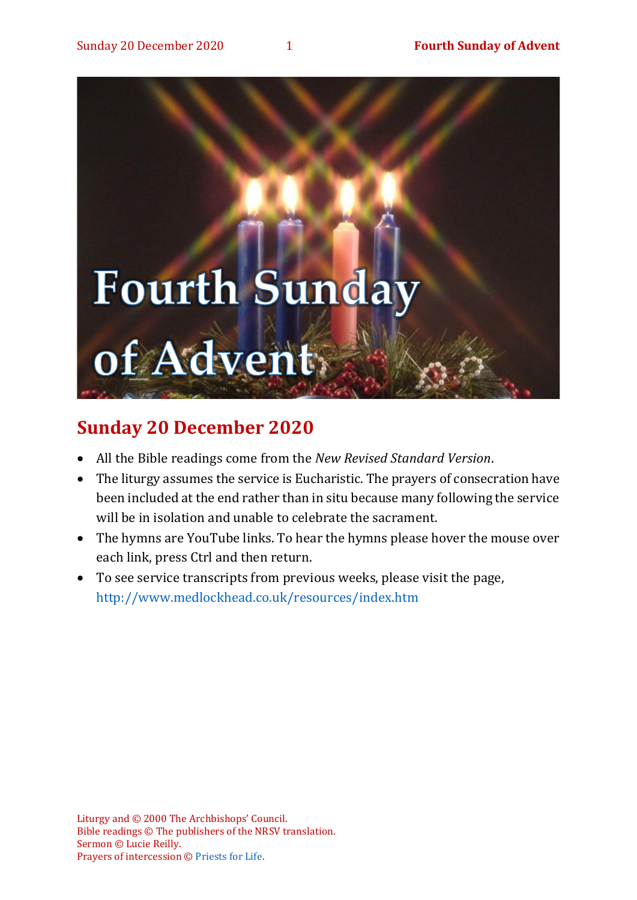# Fourth Sunday of Advent

## Sunday 20 December 2020

- All the Bible readings come from the *New Revised Standard Version*.
- The liturgy assumes the service is Eucharistic. The prayers of consecration have been included at the end rather than in situ because many following the service will be in isolation and unable to celebrate the sacrament.
- The hymns are YouTube links. To hear the hymns please hover the mouse over each link, press Ctrl and then return.
- To see service transcripts from previous weeks, please visit the page, http://www.medlockhead.co.uk/resources/index.htm

Liturgy and © 2000 The Archbishops' Council.
Bible readings © The publishers of the NRSV translation.
Sermon © Lucie Reilly.
Prayers of intercession © Priests for Life.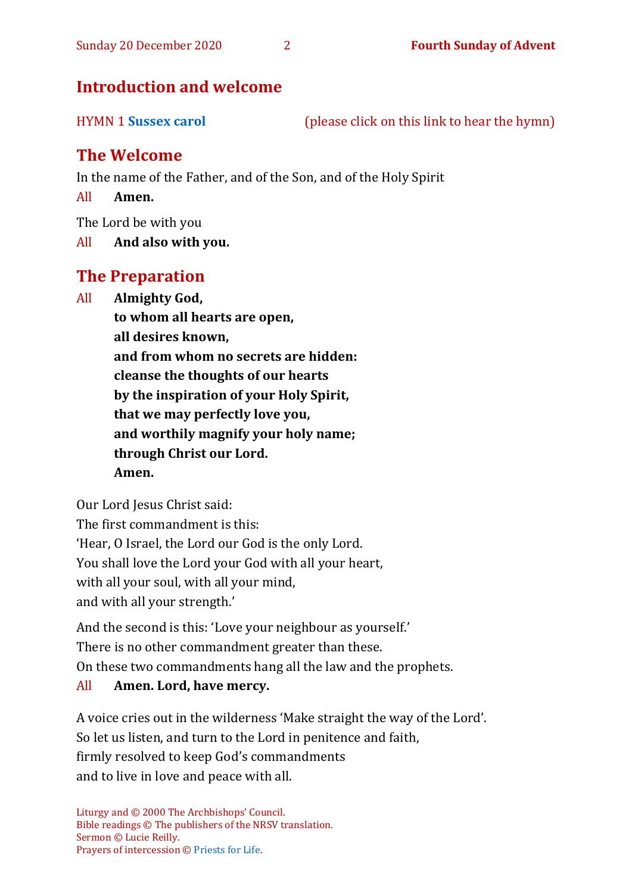## Introduction and welcome

HYMN 1 **Sussex carol** (please click on this link to hear the hymn)

## The Welcome

In the name of the Father, and of the Son, and of the Holy Spirit

All **Amen.**

The Lord be with you

All **And also with you.**

## The Preparation

All **Almighty God,**
**to whom all hearts are open,**
**all desires known,**
**and from whom no secrets are hidden:**
**cleanse the thoughts of our hearts**
**by the inspiration of your Holy Spirit,**
**that we may perfectly love you,**
**and worthily magnify your holy name;**
**through Christ our Lord.**
**Amen.**

Our Lord Jesus Christ said:
The first commandment is this:
'Hear, O Israel, the Lord our God is the only Lord.
You shall love the Lord your God with all your heart,
with all your soul, with all your mind,
and with all your strength.'

And the second is this: 'Love your neighbour as yourself.'
There is no other commandment greater than these.
On these two commandments hang all the law and the prophets.

All **Amen. Lord, have mercy.**

A voice cries out in the wilderness 'Make straight the way of the Lord'.
So let us listen, and turn to the Lord in penitence and faith,
firmly resolved to keep God's commandments
and to live in love and peace with all.

Liturgy and © 2000 The Archbishops' Council.
Bible readings © The publishers of the NRSV translation.
Sermon © Lucie Reilly.
Prayers of intercession © Priests for Life.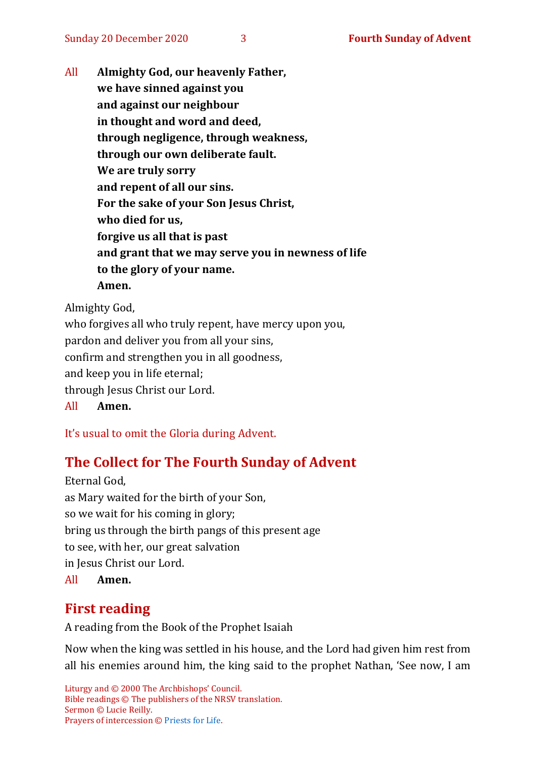All **Almighty God, our heavenly Father,**
**we have sinned against you**
**and against our neighbour**
**in thought and word and deed,**
**through negligence, through weakness,**
**through our own deliberate fault.**
**We are truly sorry**
**and repent of all our sins.**
**For the sake of your Son Jesus Christ,**
**who died for us,**
**forgive us all that is past**
**and grant that we may serve you in newness of life**
**to the glory of your name.**
**Amen.**

Almighty God,
who forgives all who truly repent, have mercy upon you,
pardon and deliver you from all your sins,
confirm and strengthen you in all goodness,
and keep you in life eternal;
through Jesus Christ our Lord.

All **Amen.**

It's usual to omit the Gloria during Advent.

## The Collect for The Fourth Sunday of Advent

Eternal God,
as Mary waited for the birth of your Son,
so we wait for his coming in glory;
bring us through the birth pangs of this present age
to see, with her, our great salvation
in Jesus Christ our Lord.

All **Amen.**

## First reading

A reading from the Book of the Prophet Isaiah

Now when the king was settled in his house, and the Lord had given him rest from all his enemies around him, the king said to the prophet Nathan, 'See now, I am

Liturgy and © 2000 The Archbishops' Council.
Bible readings © The publishers of the NRSV translation.
Sermon © Lucie Reilly.
Prayers of intercession © Priests for Life.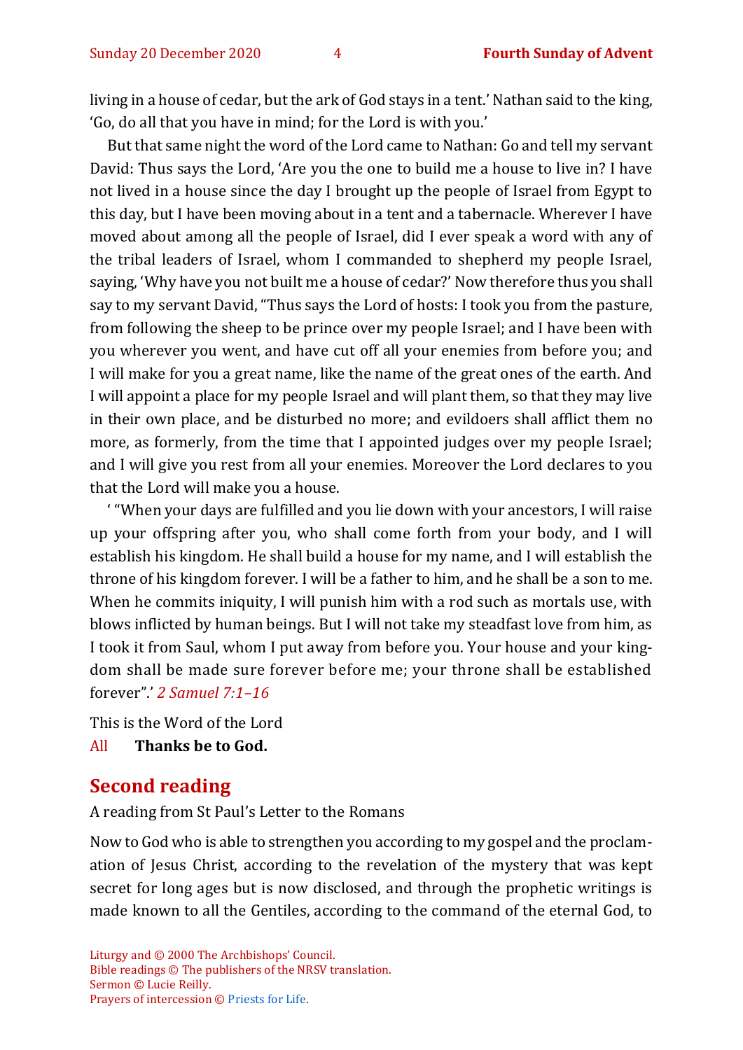living in a house of cedar, but the ark of God stays in a tent.' Nathan said to the king, 'Go, do all that you have in mind; for the Lord is with you.'

But that same night the word of the Lord came to Nathan: Go and tell my servant David: Thus says the Lord, 'Are you the one to build me a house to live in? I have not lived in a house since the day I brought up the people of Israel from Egypt to this day, but I have been moving about in a tent and a tabernacle. Wherever I have moved about among all the people of Israel, did I ever speak a word with any of the tribal leaders of Israel, whom I commanded to shepherd my people Israel, saying, 'Why have you not built me a house of cedar?' Now therefore thus you shall say to my servant David, "Thus says the Lord of hosts: I took you from the pasture, from following the sheep to be prince over my people Israel; and I have been with you wherever you went, and have cut off all your enemies from before you; and I will make for you a great name, like the name of the great ones of the earth. And I will appoint a place for my people Israel and will plant them, so that they may live in their own place, and be disturbed no more; and evildoers shall afflict them no more, as formerly, from the time that I appointed judges over my people Israel; and I will give you rest from all your enemies. Moreover the Lord declares to you that the Lord will make you a house.

' "When your days are fulfilled and you lie down with your ancestors, I will raise up your offspring after you, who shall come forth from your body, and I will establish his kingdom. He shall build a house for my name, and I will establish the throne of his kingdom forever. I will be a father to him, and he shall be a son to me. When he commits iniquity, I will punish him with a rod such as mortals use, with blows inflicted by human beings. But I will not take my steadfast love from him, as I took it from Saul, whom I put away from before you. Your house and your kingdom shall be made sure forever before me; your throne shall be established forever".' *2 Samuel 7:1–16*

This is the Word of the Lord

All **Thanks be to God.**

## Second reading

A reading from St Paul's Letter to the Romans

Now to God who is able to strengthen you according to my gospel and the proclamation of Jesus Christ, according to the revelation of the mystery that was kept secret for long ages but is now disclosed, and through the prophetic writings is made known to all the Gentiles, according to the command of the eternal God, to

Liturgy and © 2000 The Archbishops' Council.
Bible readings © The publishers of the NRSV translation.
Sermon © Lucie Reilly.
Prayers of intercession © Priests for Life.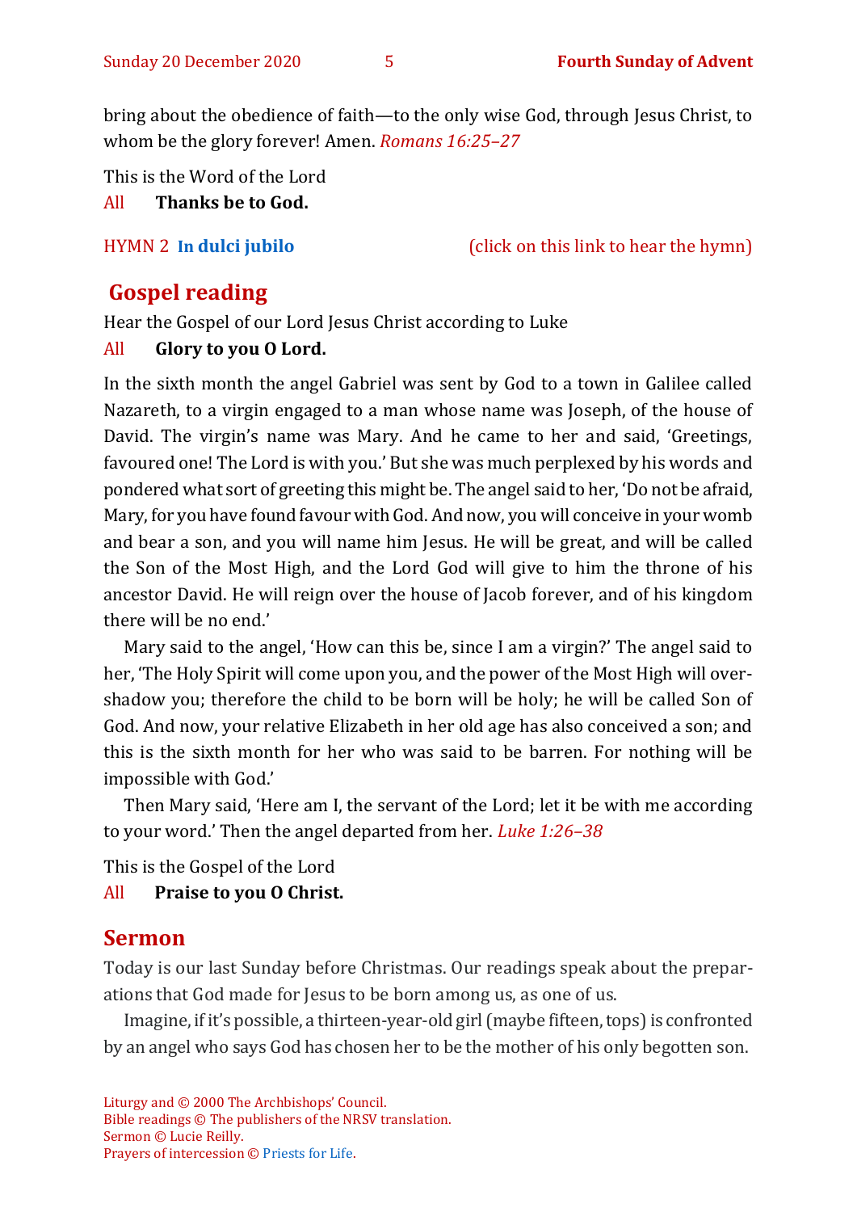bring about the obedience of faith—to the only wise God, through Jesus Christ, to whom be the glory forever! Amen. *Romans 16:25–27*

This is the Word of the Lord

All **Thanks be to God.**

HYMN 2 **In dulci jubilo** (click on this link to hear the hymn)

## Gospel reading

Hear the Gospel of our Lord Jesus Christ according to Luke

All **Glory to you O Lord.**

In the sixth month the angel Gabriel was sent by God to a town in Galilee called Nazareth, to a virgin engaged to a man whose name was Joseph, of the house of David. The virgin's name was Mary. And he came to her and said, 'Greetings, favoured one! The Lord is with you.' But she was much perplexed by his words and pondered what sort of greeting this might be. The angel said to her, 'Do not be afraid, Mary, for you have found favour with God. And now, you will conceive in your womb and bear a son, and you will name him Jesus. He will be great, and will be called the Son of the Most High, and the Lord God will give to him the throne of his ancestor David. He will reign over the house of Jacob forever, and of his kingdom there will be no end.'

Mary said to the angel, 'How can this be, since I am a virgin?' The angel said to her, 'The Holy Spirit will come upon you, and the power of the Most High will overshadow you; therefore the child to be born will be holy; he will be called Son of God. And now, your relative Elizabeth in her old age has also conceived a son; and this is the sixth month for her who was said to be barren. For nothing will be impossible with God.'

Then Mary said, 'Here am I, the servant of the Lord; let it be with me according to your word.' Then the angel departed from her. *Luke 1:26–38*

This is the Gospel of the Lord

All **Praise to you O Christ.**

## Sermon

Today is our last Sunday before Christmas. Our readings speak about the preparations that God made for Jesus to be born among us, as one of us.

Imagine, if it's possible, a thirteen-year-old girl (maybe fifteen, tops) is confronted by an angel who says God has chosen her to be the mother of his only begotten son.

Liturgy and © 2000 The Archbishops' Council.
Bible readings © The publishers of the NRSV translation.
Sermon © Lucie Reilly.
Prayers of intercession © Priests for Life.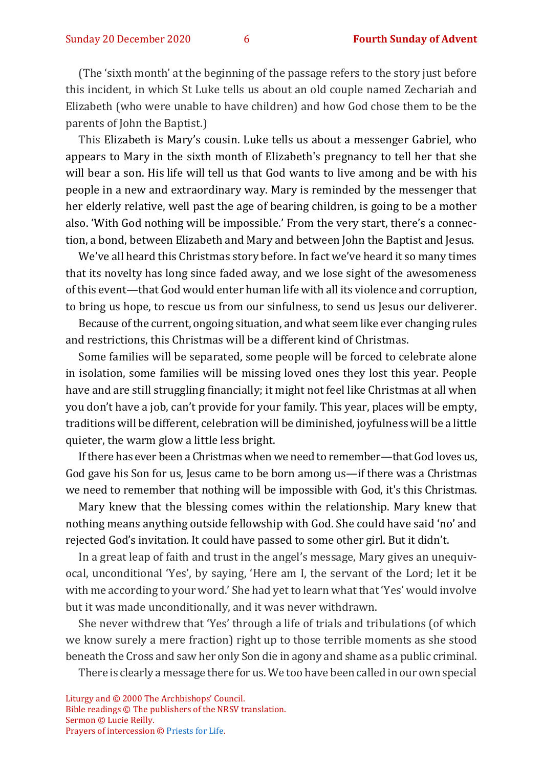(The 'sixth month' at the beginning of the passage refers to the story just before this incident, in which St Luke tells us about an old couple named Zechariah and Elizabeth (who were unable to have children) and how God chose them to be the parents of John the Baptist.)

This Elizabeth is Mary's cousin. Luke tells us about a messenger Gabriel, who appears to Mary in the sixth month of Elizabeth's pregnancy to tell her that she will bear a son. His life will tell us that God wants to live among and be with his people in a new and extraordinary way. Mary is reminded by the messenger that her elderly relative, well past the age of bearing children, is going to be a mother also. 'With God nothing will be impossible.' From the very start, there's a connection, a bond, between Elizabeth and Mary and between John the Baptist and Jesus.

We've all heard this Christmas story before. In fact we've heard it so many times that its novelty has long since faded away, and we lose sight of the awesomeness of this event—that God would enter human life with all its violence and corruption, to bring us hope, to rescue us from our sinfulness, to send us Jesus our deliverer.

Because of the current, ongoing situation, and what seem like ever changing rules and restrictions, this Christmas will be a different kind of Christmas.

Some families will be separated, some people will be forced to celebrate alone in isolation, some families will be missing loved ones they lost this year. People have and are still struggling financially; it might not feel like Christmas at all when you don't have a job, can't provide for your family. This year, places will be empty, traditions will be different, celebration will be diminished, joyfulness will be a little quieter, the warm glow a little less bright.

If there has ever been a Christmas when we need to remember—that God loves us, God gave his Son for us, Jesus came to be born among us—if there was a Christmas we need to remember that nothing will be impossible with God, it's this Christmas.

Mary knew that the blessing comes within the relationship. Mary knew that nothing means anything outside fellowship with God. She could have said 'no' and rejected God's invitation. It could have passed to some other girl. But it didn't.

In a great leap of faith and trust in the angel's message, Mary gives an unequivocal, unconditional 'Yes', by saying, 'Here am I, the servant of the Lord; let it be with me according to your word.' She had yet to learn what that 'Yes' would involve but it was made unconditionally, and it was never withdrawn.

She never withdrew that 'Yes' through a life of trials and tribulations (of which we know surely a mere fraction) right up to those terrible moments as she stood beneath the Cross and saw her only Son die in agony and shame as a public criminal.

There is clearly a message there for us. We too have been called in our own special

Liturgy and © 2000 The Archbishops' Council.
Bible readings © The publishers of the NRSV translation.
Sermon © Lucie Reilly.
Prayers of intercession © Priests for Life.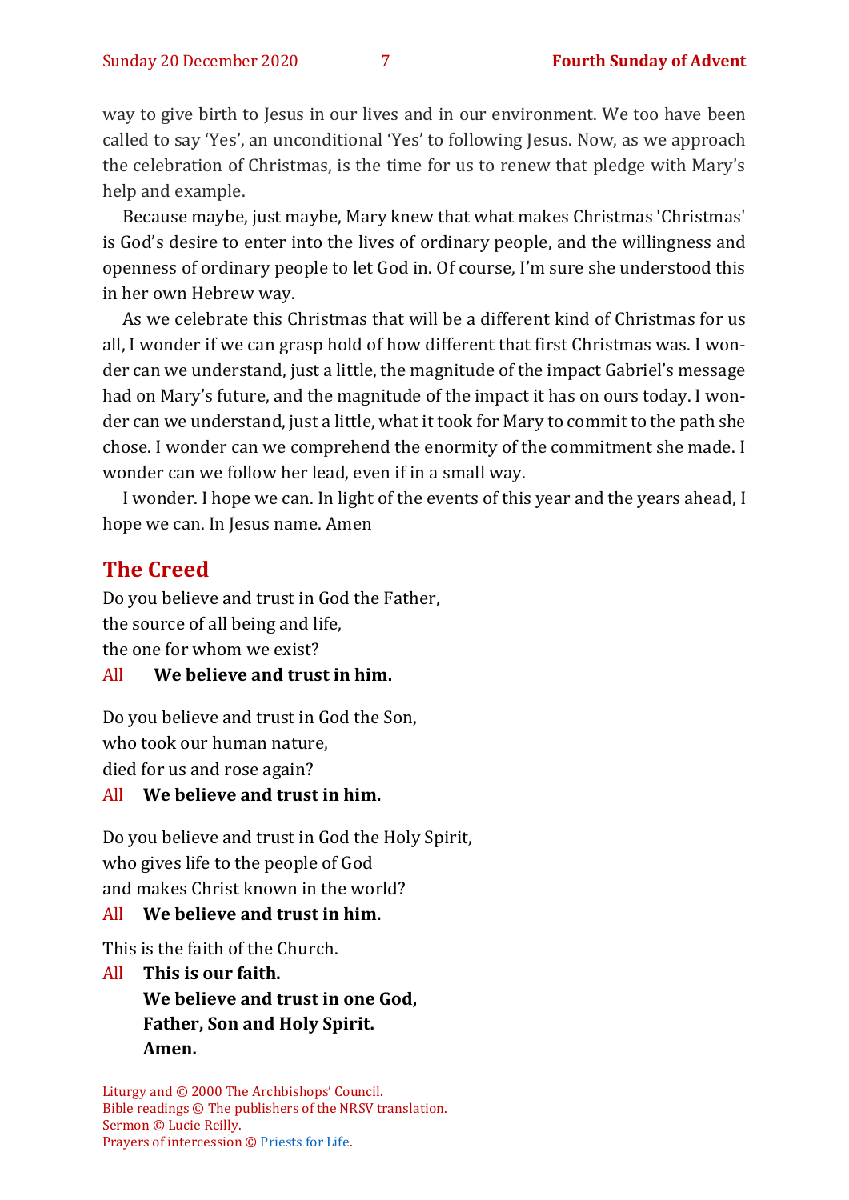way to give birth to Jesus in our lives and in our environment. We too have been called to say 'Yes', an unconditional 'Yes' to following Jesus. Now, as we approach the celebration of Christmas, is the time for us to renew that pledge with Mary's help and example.

Because maybe, just maybe, Mary knew that what makes Christmas 'Christmas' is God's desire to enter into the lives of ordinary people, and the willingness and openness of ordinary people to let God in. Of course, I'm sure she understood this in her own Hebrew way.

As we celebrate this Christmas that will be a different kind of Christmas for us all, I wonder if we can grasp hold of how different that first Christmas was. I wonder can we understand, just a little, the magnitude of the impact Gabriel's message had on Mary's future, and the magnitude of the impact it has on ours today. I wonder can we understand, just a little, what it took for Mary to commit to the path she chose. I wonder can we comprehend the enormity of the commitment she made. I wonder can we follow her lead, even if in a small way.

I wonder. I hope we can. In light of the events of this year and the years ahead, I hope we can. In Jesus name. Amen

## The Creed

Do you believe and trust in God the Father,
the source of all being and life,
the one for whom we exist?

All **We believe and trust in him.**

Do you believe and trust in God the Son,
who took our human nature,
died for us and rose again?

All **We believe and trust in him.**

Do you believe and trust in God the Holy Spirit,
who gives life to the people of God
and makes Christ known in the world?

All **We believe and trust in him.**

This is the faith of the Church.

All **This is our faith.**
**We believe and trust in one God,**
**Father, Son and Holy Spirit.**
**Amen.**

Liturgy and © 2000 The Archbishops' Council.
Bible readings © The publishers of the NRSV translation.
Sermon © Lucie Reilly.
Prayers of intercession © Priests for Life.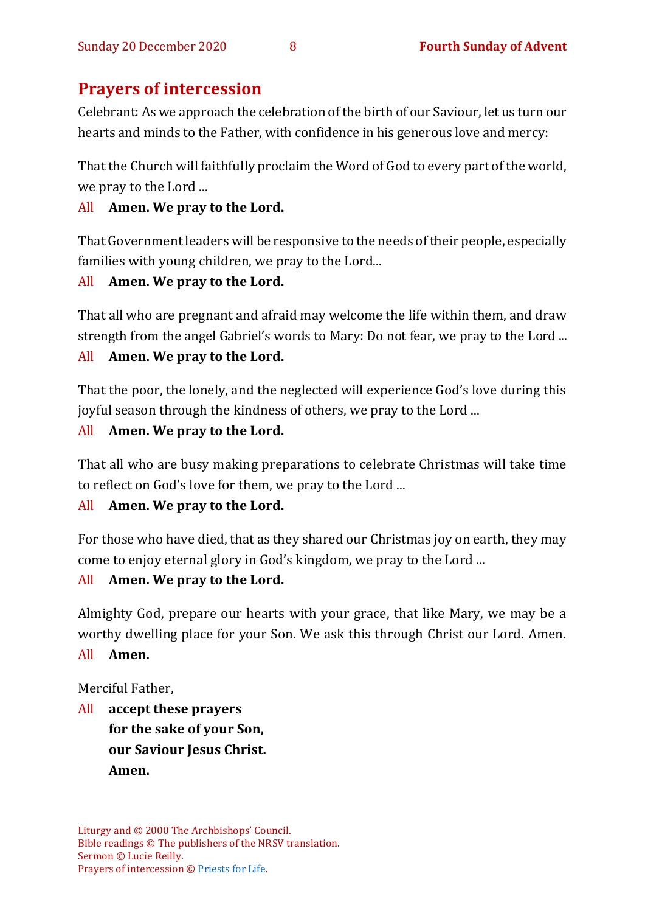## Prayers of intercession

Celebrant: As we approach the celebration of the birth of our Saviour, let us turn our hearts and minds to the Father, with confidence in his generous love and mercy:

That the Church will faithfully proclaim the Word of God to every part of the world, we pray to the Lord ...

All **Amen. We pray to the Lord.**

That Government leaders will be responsive to the needs of their people, especially families with young children, we pray to the Lord...

All **Amen. We pray to the Lord.**

That all who are pregnant and afraid may welcome the life within them, and draw strength from the angel Gabriel's words to Mary: Do not fear, we pray to the Lord ...

All **Amen. We pray to the Lord.**

That the poor, the lonely, and the neglected will experience God's love during this joyful season through the kindness of others, we pray to the Lord ...

All **Amen. We pray to the Lord.**

That all who are busy making preparations to celebrate Christmas will take time to reflect on God's love for them, we pray to the Lord ...

All **Amen. We pray to the Lord.**

For those who have died, that as they shared our Christmas joy on earth, they may come to enjoy eternal glory in God's kingdom, we pray to the Lord ...

All **Amen. We pray to the Lord.**

Almighty God, prepare our hearts with your grace, that like Mary, we may be a worthy dwelling place for your Son. We ask this through Christ our Lord. Amen.

All **Amen.**

Merciful Father,

All **accept these prayers**
**for the sake of your Son,**
**our Saviour Jesus Christ.**
**Amen.**

Liturgy and © 2000 The Archbishops' Council.
Bible readings © The publishers of the NRSV translation.
Sermon © Lucie Reilly.
Prayers of intercession © Priests for Life.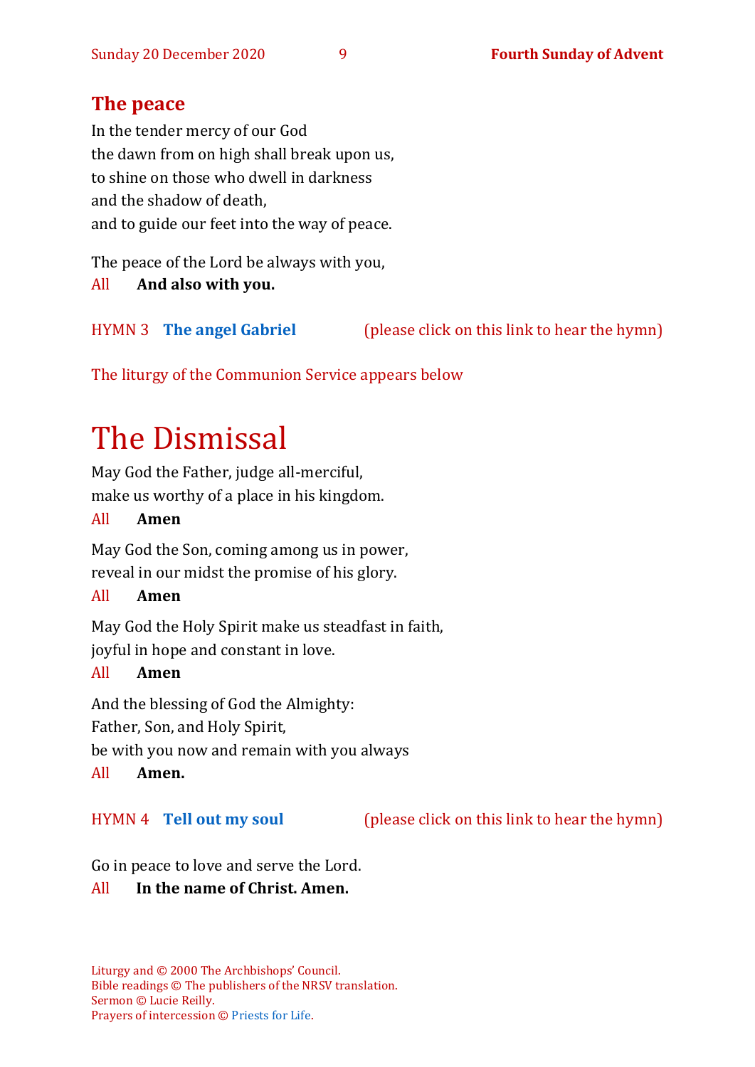## The peace

In the tender mercy of our God
the dawn from on high shall break upon us,
to shine on those who dwell in darkness
and the shadow of death,
and to guide our feet into the way of peace.

The peace of the Lord be always with you,
All **And also with you.**

HYMN 3 **The angel Gabriel** (please click on this link to hear the hymn)

The liturgy of the Communion Service appears below

# The Dismissal

May God the Father, judge all-merciful,
make us worthy of a place in his kingdom.
All **Amen**

May God the Son, coming among us in power,
reveal in our midst the promise of his glory.
All **Amen**

May God the Holy Spirit make us steadfast in faith,
joyful in hope and constant in love.
All **Amen**

And the blessing of God the Almighty:
Father, Son, and Holy Spirit,
be with you now and remain with you always
All **Amen.**

HYMN 4 **Tell out my soul** (please click on this link to hear the hymn)

Go in peace to love and serve the Lord.
All **In the name of Christ. Amen.**

Liturgy and © 2000 The Archbishops' Council.
Bible readings © The publishers of the NRSV translation.
Sermon © Lucie Reilly.
Prayers of intercession © Priests for Life.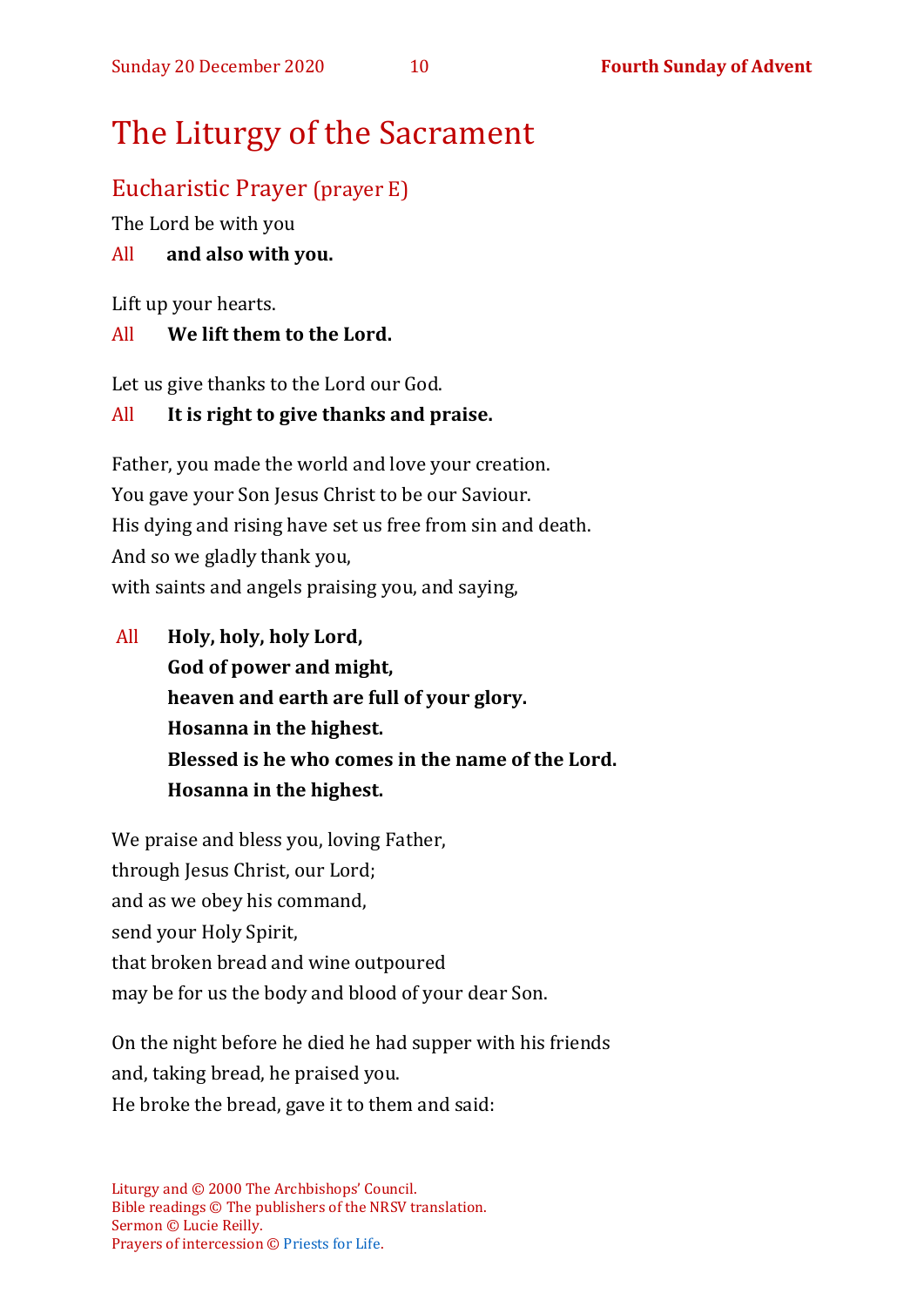# The Liturgy of the Sacrament

## Eucharistic Prayer (prayer E)

The Lord be with you

All **and also with you.**

Lift up your hearts.

All **We lift them to the Lord.**

Let us give thanks to the Lord our God.

All **It is right to give thanks and praise.**

Father, you made the world and love your creation.
You gave your Son Jesus Christ to be our Saviour.
His dying and rising have set us free from sin and death.
And so we gladly thank you,
with saints and angels praising you, and saying,

All **Holy, holy, holy Lord,**
**God of power and might,**
**heaven and earth are full of your glory.**
**Hosanna in the highest.**
**Blessed is he who comes in the name of the Lord.**
**Hosanna in the highest.**

We praise and bless you, loving Father,
through Jesus Christ, our Lord;
and as we obey his command,
send your Holy Spirit,
that broken bread and wine outpoured
may be for us the body and blood of your dear Son.

On the night before he died he had supper with his friends
and, taking bread, he praised you.
He broke the bread, gave it to them and said:

Liturgy and © 2000 The Archbishops' Council.
Bible readings © The publishers of the NRSV translation.
Sermon © Lucie Reilly.
Prayers of intercession © Priests for Life.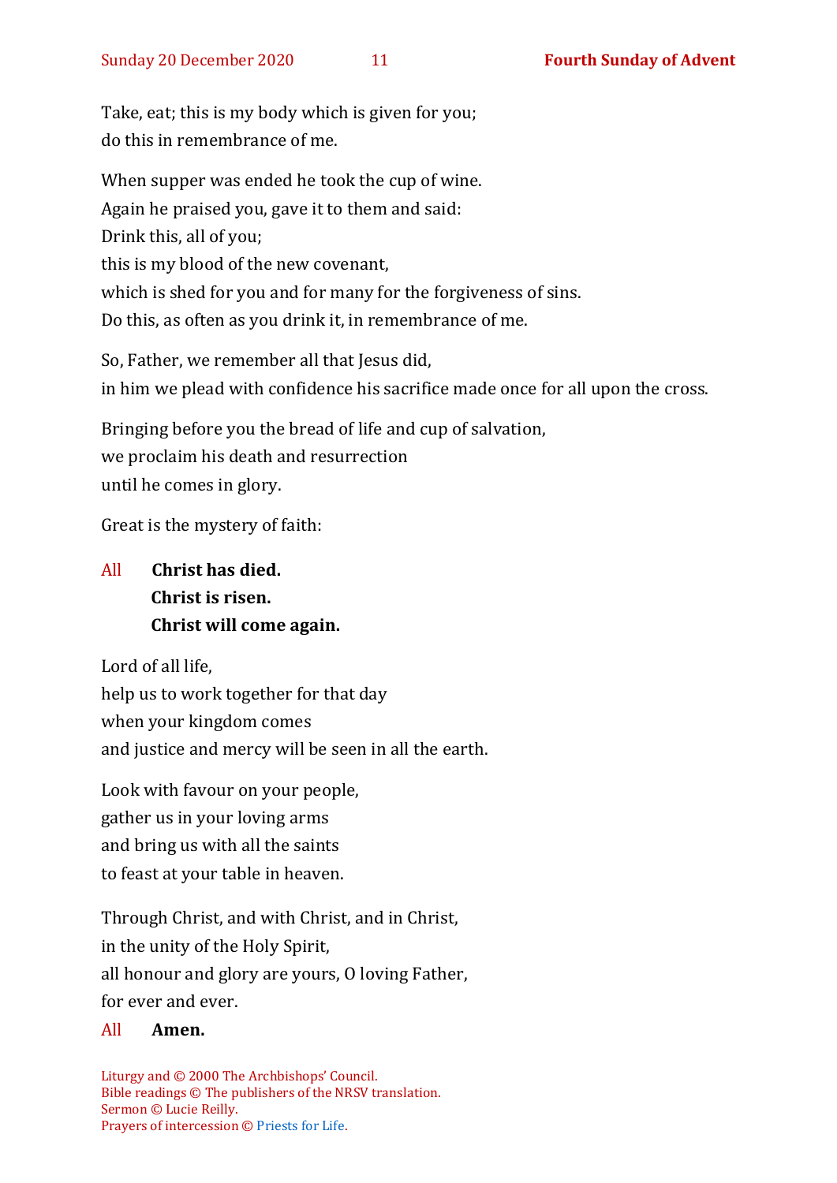Take, eat; this is my body which is given for you;
do this in remembrance of me.

When supper was ended he took the cup of wine.
Again he praised you, gave it to them and said:
Drink this, all of you;
this is my blood of the new covenant,
which is shed for you and for many for the forgiveness of sins.
Do this, as often as you drink it, in remembrance of me.

So, Father, we remember all that Jesus did,
in him we plead with confidence his sacrifice made once for all upon the cross.

Bringing before you the bread of life and cup of salvation,
we proclaim his death and resurrection
until he comes in glory.

Great is the mystery of faith:

All **Christ has died.**
**Christ is risen.**
**Christ will come again.**

Lord of all life,
help us to work together for that day
when your kingdom comes
and justice and mercy will be seen in all the earth.

Look with favour on your people,
gather us in your loving arms
and bring us with all the saints
to feast at your table in heaven.

Through Christ, and with Christ, and in Christ,
in the unity of the Holy Spirit,
all honour and glory are yours, O loving Father,
for ever and ever.

All **Amen.**

Liturgy and © 2000 The Archbishops' Council.
Bible readings © The publishers of the NRSV translation.
Sermon © Lucie Reilly.
Prayers of intercession © Priests for Life.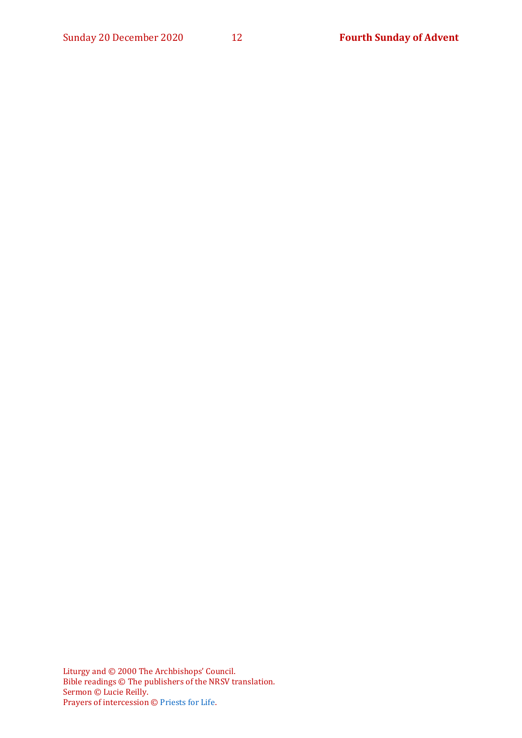Liturgy and © 2000 The Archbishops' Council.
Bible readings © The publishers of the NRSV translation.
Sermon © Lucie Reilly.
Prayers of intercession © Priests for Life.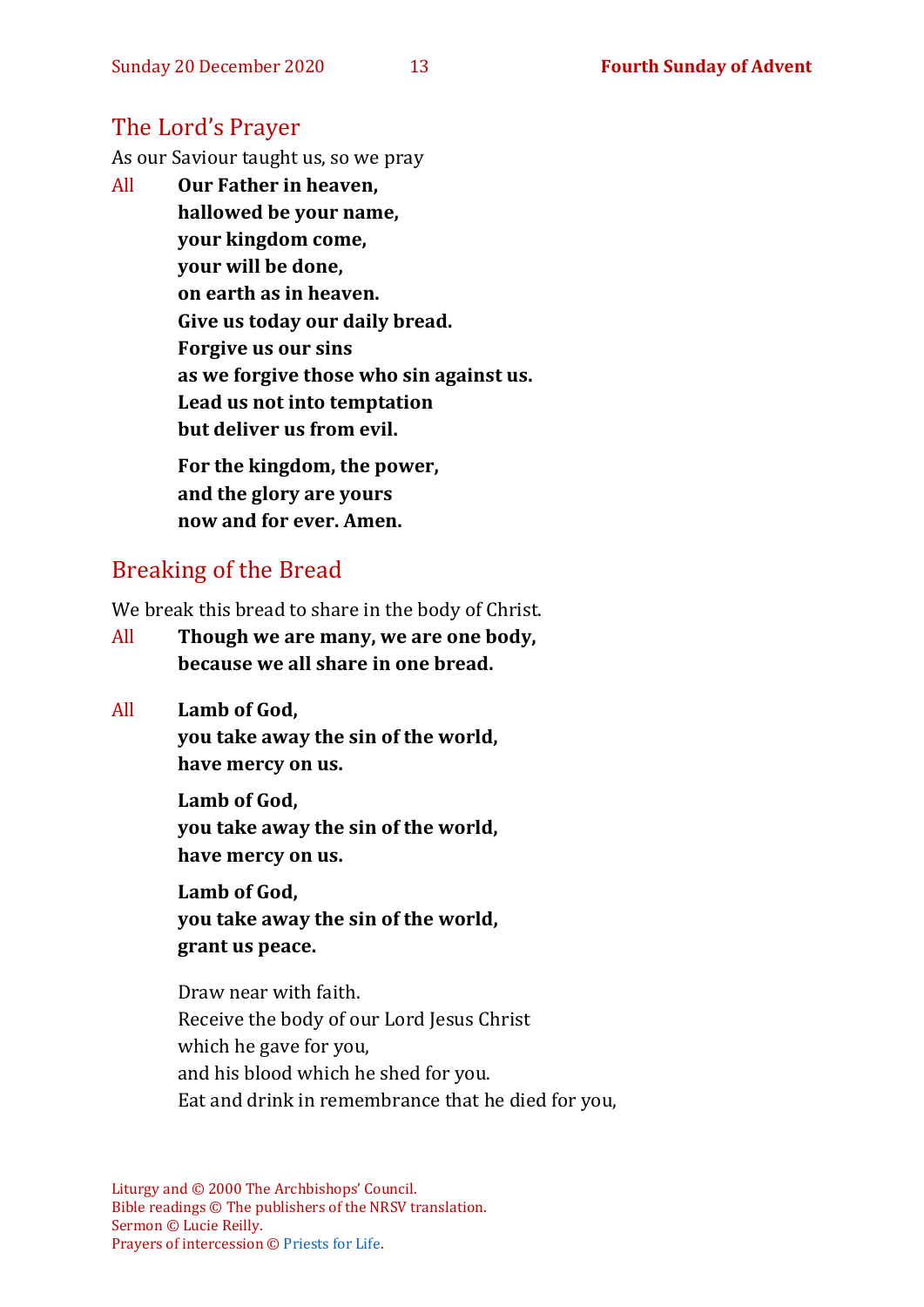## The Lord's Prayer

As our Saviour taught us, so we pray

All **Our Father in heaven,**
**hallowed be your name,**
**your kingdom come,**
**your will be done,**
**on earth as in heaven.**
**Give us today our daily bread.**
**Forgive us our sins**
**as we forgive those who sin against us.**
**Lead us not into temptation**
**but deliver us from evil.**

**For the kingdom, the power,**
**and the glory are yours**
**now and for ever. Amen.**

## Breaking of the Bread

We break this bread to share in the body of Christ.

All **Though we are many, we are one body,**
**because we all share in one bread.**

All **Lamb of God,**
**you take away the sin of the world,**
**have mercy on us.**

**Lamb of God,**
**you take away the sin of the world,**
**have mercy on us.**

**Lamb of God,**
**you take away the sin of the world,**
**grant us peace.**

Draw near with faith.
Receive the body of our Lord Jesus Christ
which he gave for you,
and his blood which he shed for you.
Eat and drink in remembrance that he died for you,

Liturgy and © 2000 The Archbishops' Council.
Bible readings © The publishers of the NRSV translation.
Sermon © Lucie Reilly.
Prayers of intercession © Priests for Life.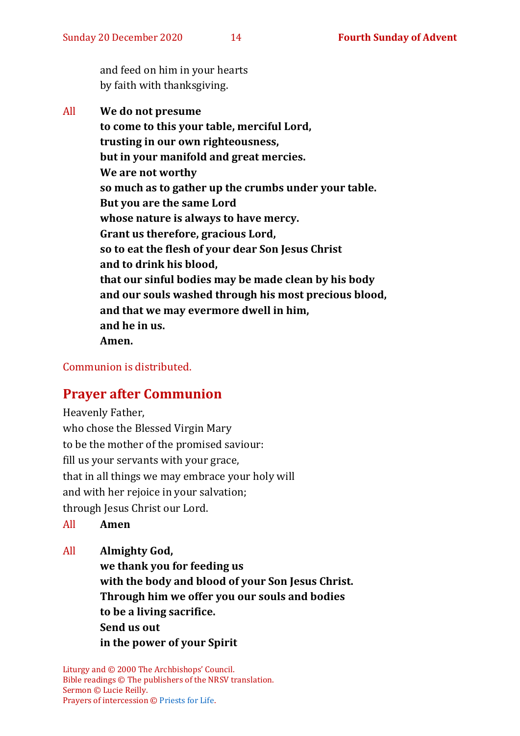and feed on him in your hearts
by faith with thanksgiving.

All **We do not presume**
**to come to this your table, merciful Lord,**
**trusting in our own righteousness,**
**but in your manifold and great mercies.**
**We are not worthy**
**so much as to gather up the crumbs under your table.**
**But you are the same Lord**
**whose nature is always to have mercy.**
**Grant us therefore, gracious Lord,**
**so to eat the flesh of your dear Son Jesus Christ**
**and to drink his blood,**
**that our sinful bodies may be made clean by his body**
**and our souls washed through his most precious blood,**
**and that we may evermore dwell in him,**
**and he in us.**
**Amen.**

Communion is distributed.

## Prayer after Communion

Heavenly Father,
who chose the Blessed Virgin Mary
to be the mother of the promised saviour:
fill us your servants with your grace,
that in all things we may embrace your holy will
and with her rejoice in your salvation;
through Jesus Christ our Lord.

All **Amen**

All **Almighty God,**
**we thank you for feeding us**
**with the body and blood of your Son Jesus Christ.**
**Through him we offer you our souls and bodies**
**to be a living sacrifice.**
**Send us out**
**in the power of your Spirit**

Liturgy and © 2000 The Archbishops' Council.
Bible readings © The publishers of the NRSV translation.
Sermon © Lucie Reilly.
Prayers of intercession © Priests for Life.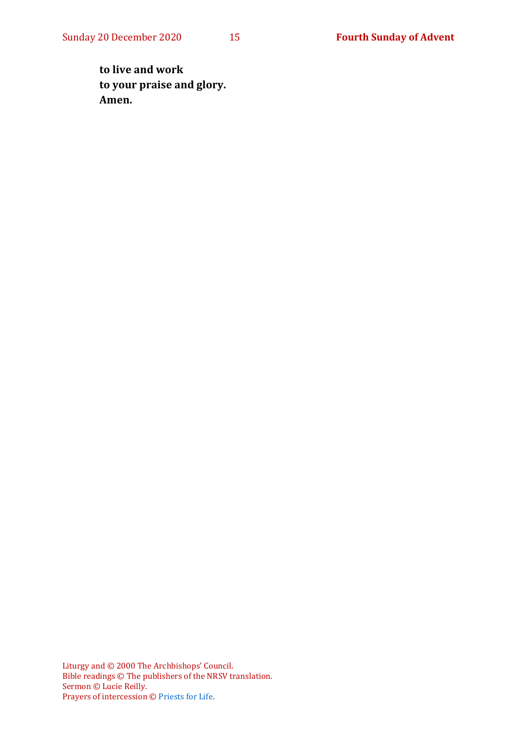**to live and work**
**to your praise and glory.**
**Amen.**

Liturgy and © 2000 The Archbishops' Council.
Bible readings © The publishers of the NRSV translation.
Sermon © Lucie Reilly.
Prayers of intercession © Priests for Life.